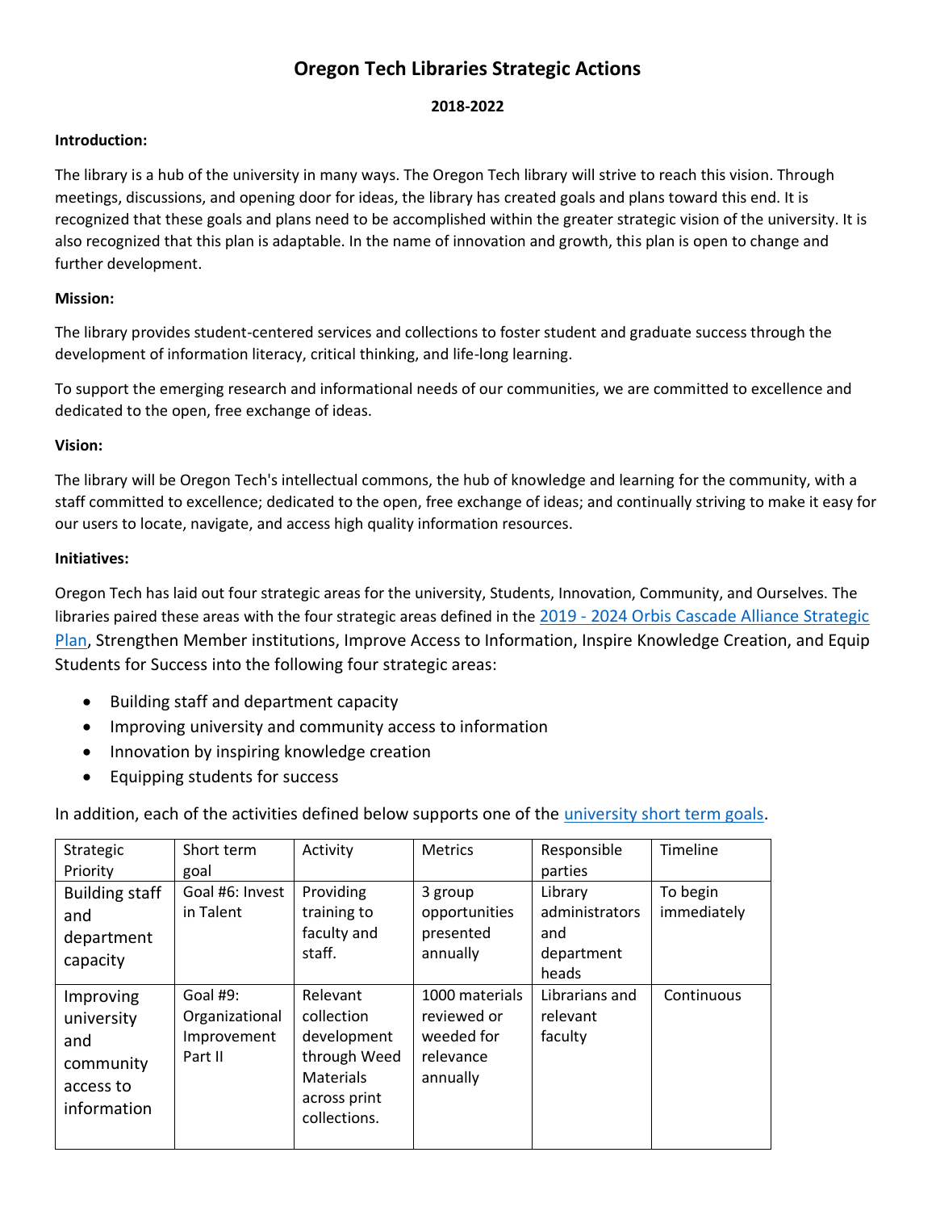# Oregon Tech Libraries Strategic Actions

**2018-2022**

**Introduction:**

The library is a hub of the university in many ways. The Oregon Tech library will strive to reach this vision. Through meetings, discussions, and opening door for ideas, the library has created goals and plans toward this end. It is recognized that these goals and plans need to be accomplished within the greater strategic vision of the university. It is also recognized that this plan is adaptable. In the name of innovation and growth, this plan is open to change and further development.

**Mission:**

The library provides student-centered services and collections to foster student and graduate success through the development of information literacy, critical thinking, and life-long learning.

To support the emerging research and informational needs of our communities, we are committed to excellence and dedicated to the open, free exchange of ideas.

**Vision:**

The library will be Oregon Tech's intellectual commons, the hub of knowledge and learning for the community, with a staff committed to excellence; dedicated to the open, free exchange of ideas; and continually striving to make it easy for our users to locate, navigate, and access high quality information resources.

**Initiatives:**

Oregon Tech has laid out four strategic areas for the university, Students, Innovation, Community, and Ourselves. The libraries paired these areas with the four strategic areas defined in the 2019 - 2024 Orbis Cascade Alliance Strategic Plan, Strengthen Member institutions, Improve Access to Information, Inspire Knowledge Creation, and Equip Students for Success into the following four strategic areas:

- Building staff and department capacity
- Improving university and community access to information
- Innovation by inspiring knowledge creation
- Equipping students for success

In addition, each of the activities defined below supports one of the university short term goals.

| Strategic Priority | Short term goal | Activity | Metrics | Responsible parties | Timeline |
|---|---|---|---|---|---|
| Building staff and department capacity | Goal #6: Invest in Talent | Providing training to faculty and staff. | 3 group opportunities presented annually | Library administrators and department heads | To begin immediately |
| Improving university and community access to information | Goal #9: Organizational Improvement Part II | Relevant collection development through Weed Materials across print collections. | 1000 materials reviewed or weeded for relevance annually | Librarians and relevant faculty | Continuous |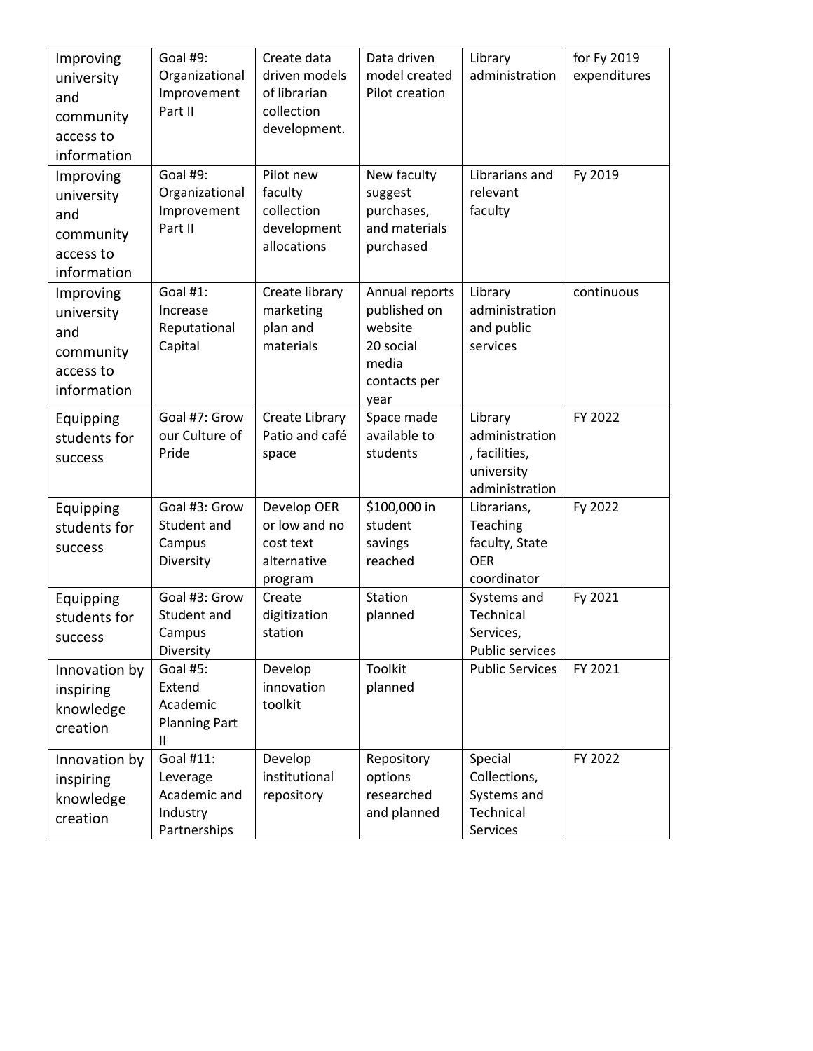| | | | | | |
|---|---|---|---|---|---|
| Improving university and community access to information | Goal #9: Organizational Improvement Part II | Create data driven models of librarian collection development. | Data driven model created Pilot creation | Library administration | for Fy 2019 expenditures |
| Improving university and community access to information | Goal #9: Organizational Improvement Part II | Pilot new faculty collection development allocations | New faculty suggest purchases, and materials purchased | Librarians and relevant faculty | Fy 2019 |
| Improving university and community access to information | Goal #1: Increase Reputational Capital | Create library marketing plan and materials | Annual reports published on website 20 social media contacts per year | Library administration and public services | continuous |
| Equipping students for success | Goal #7: Grow our Culture of Pride | Create Library Patio and café space | Space made available to students | Library administration, facilities, university administration | FY 2022 |
| Equipping students for success | Goal #3: Grow Student and Campus Diversity | Develop OER or low and no cost text alternative program | $100,000 in student savings reached | Librarians, Teaching faculty, State OER coordinator | Fy 2022 |
| Equipping students for success | Goal #3: Grow Student and Campus Diversity | Create digitization station | Station planned | Systems and Technical Services, Public services | Fy 2021 |
| Innovation by inspiring knowledge creation | Goal #5: Extend Academic Planning Part II | Develop innovation toolkit | Toolkit planned | Public Services | FY 2021 |
| Innovation by inspiring knowledge creation | Goal #11: Leverage Academic and Industry Partnerships | Develop institutional repository | Repository options researched and planned | Special Collections, Systems and Technical Services | FY 2022 |